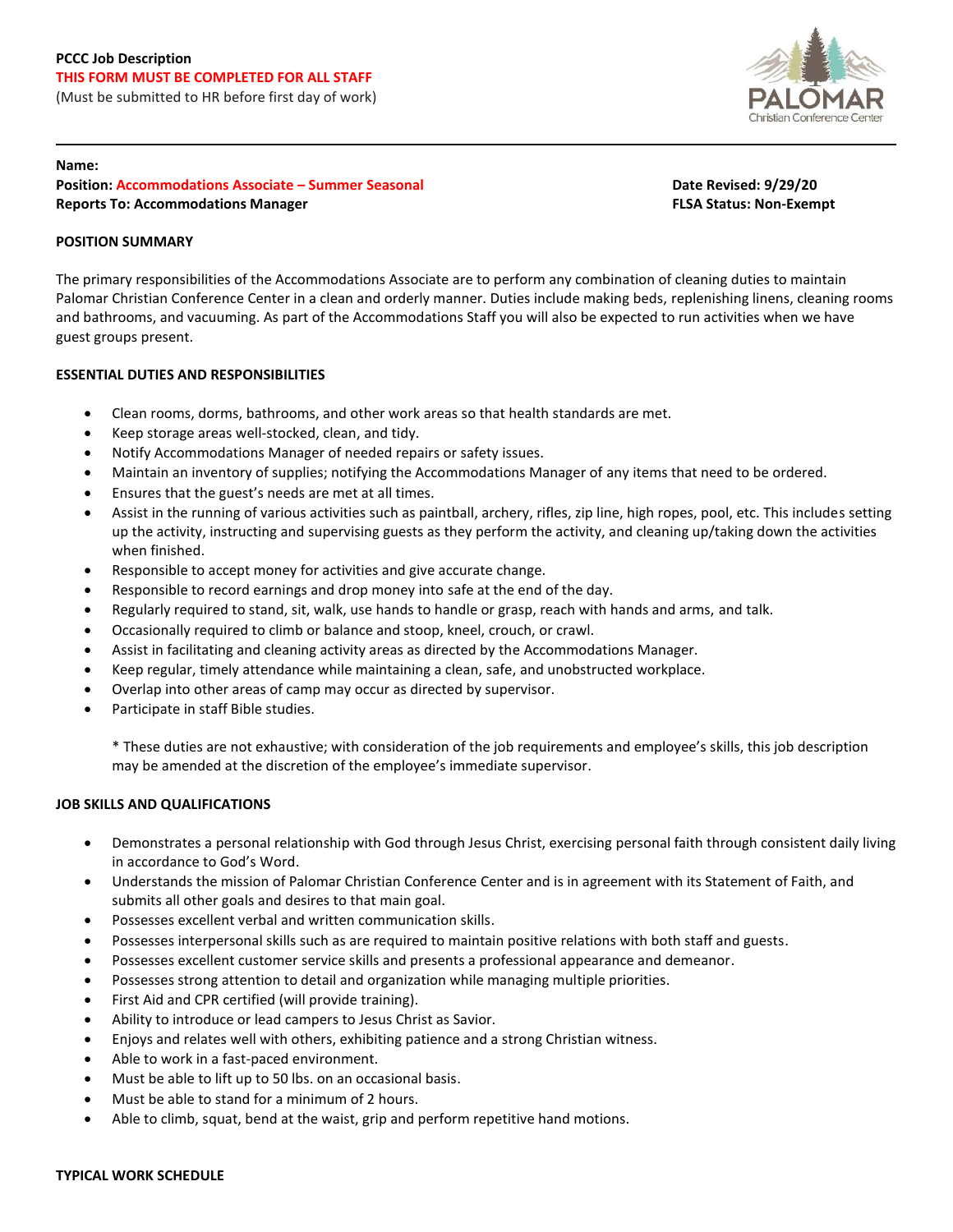**PCCC Job Description**
**THIS FORM MUST BE COMPLETED FOR ALL STAFF**
(Must be submitted to HR before first day of work)

---

**Name:**
**Position: Accommodations Associate – Summer Seasonal**
**Reports To: Accommodations Manager**

**Date Revised: 9/29/20**
**FLSA Status: Non-Exempt**

## POSITION SUMMARY

The primary responsibilities of the Accommodations Associate are to perform any combination of cleaning duties to maintain Palomar Christian Conference Center in a clean and orderly manner. Duties include making beds, replenishing linens, cleaning rooms and bathrooms, and vacuuming. As part of the Accommodations Staff you will also be expected to run activities when we have guest groups present.

## ESSENTIAL DUTIES AND RESPONSIBILITIES

- Clean rooms, dorms, bathrooms, and other work areas so that health standards are met.
- Keep storage areas well-stocked, clean, and tidy.
- Notify Accommodations Manager of needed repairs or safety issues.
- Maintain an inventory of supplies; notifying the Accommodations Manager of any items that need to be ordered.
- Ensures that the guest's needs are met at all times.
- Assist in the running of various activities such as paintball, archery, rifles, zip line, high ropes, pool, etc. This includes setting up the activity, instructing and supervising guests as they perform the activity, and cleaning up/taking down the activities when finished.
- Responsible to accept money for activities and give accurate change.
- Responsible to record earnings and drop money into safe at the end of the day.
- Regularly required to stand, sit, walk, use hands to handle or grasp, reach with hands and arms, and talk.
- Occasionally required to climb or balance and stoop, kneel, crouch, or crawl.
- Assist in facilitating and cleaning activity areas as directed by the Accommodations Manager.
- Keep regular, timely attendance while maintaining a clean, safe, and unobstructed workplace.
- Overlap into other areas of camp may occur as directed by supervisor.
- Participate in staff Bible studies.

  * These duties are not exhaustive; with consideration of the job requirements and employee's skills, this job description may be amended at the discretion of the employee's immediate supervisor.

## JOB SKILLS AND QUALIFICATIONS

- Demonstrates a personal relationship with God through Jesus Christ, exercising personal faith through consistent daily living in accordance to God's Word.
- Understands the mission of Palomar Christian Conference Center and is in agreement with its Statement of Faith, and submits all other goals and desires to that main goal.
- Possesses excellent verbal and written communication skills.
- Possesses interpersonal skills such as are required to maintain positive relations with both staff and guests.
- Possesses excellent customer service skills and presents a professional appearance and demeanor.
- Possesses strong attention to detail and organization while managing multiple priorities.
- First Aid and CPR certified (will provide training).
- Ability to introduce or lead campers to Jesus Christ as Savior.
- Enjoys and relates well with others, exhibiting patience and a strong Christian witness.
- Able to work in a fast-paced environment.
- Must be able to lift up to 50 lbs. on an occasional basis.
- Must be able to stand for a minimum of 2 hours.
- Able to climb, squat, bend at the waist, grip and perform repetitive hand motions.

## TYPICAL WORK SCHEDULE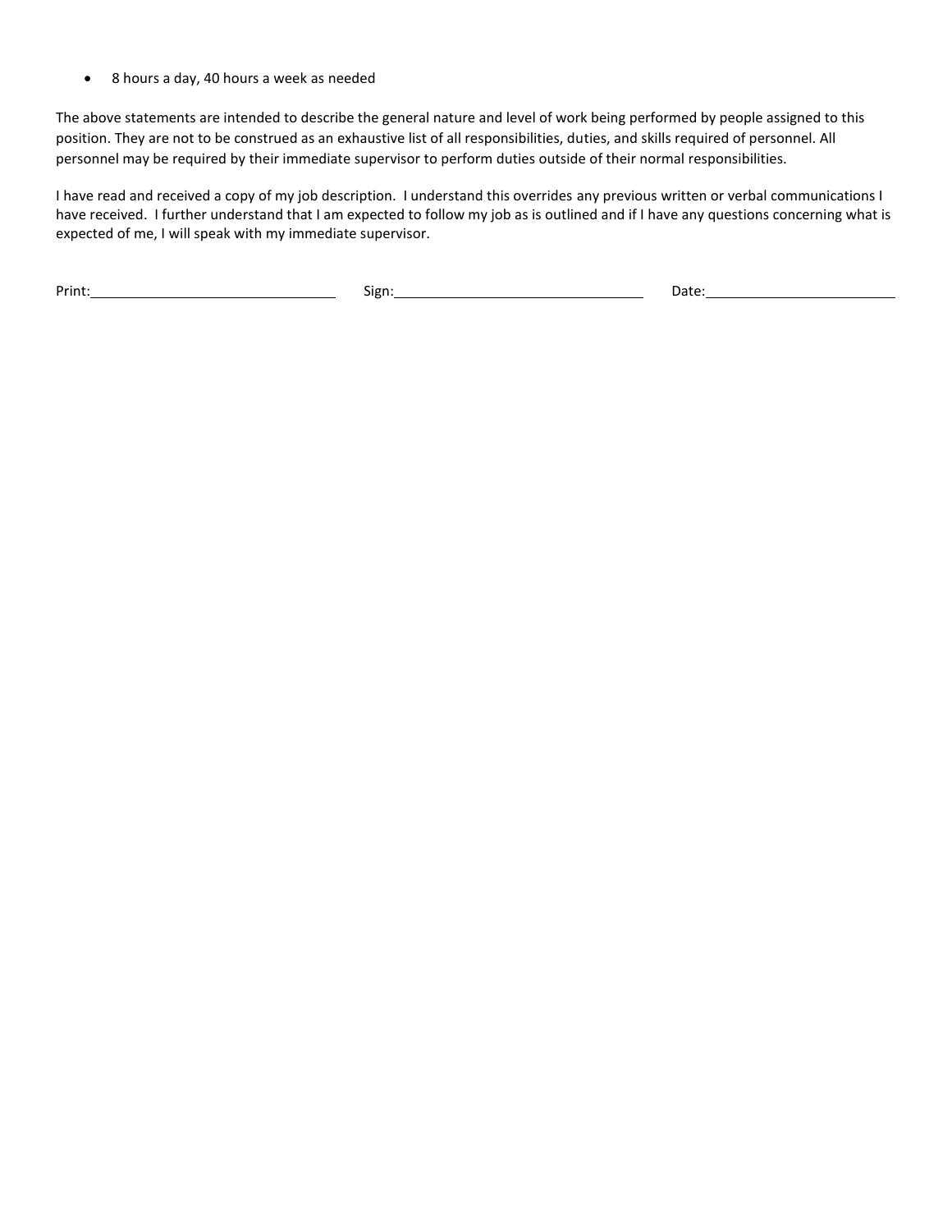- 8 hours a day, 40 hours a week as needed

The above statements are intended to describe the general nature and level of work being performed by people assigned to this position. They are not to be construed as an exhaustive list of all responsibilities, duties, and skills required of personnel. All personnel may be required by their immediate supervisor to perform duties outside of their normal responsibilities.

I have read and received a copy of my job description. I understand this overrides any previous written or verbal communications I have received. I further understand that I am expected to follow my job as is outlined and if I have any questions concerning what is expected of me, I will speak with my immediate supervisor.

Print:______________________________ Sign:______________________________ Date:________________________